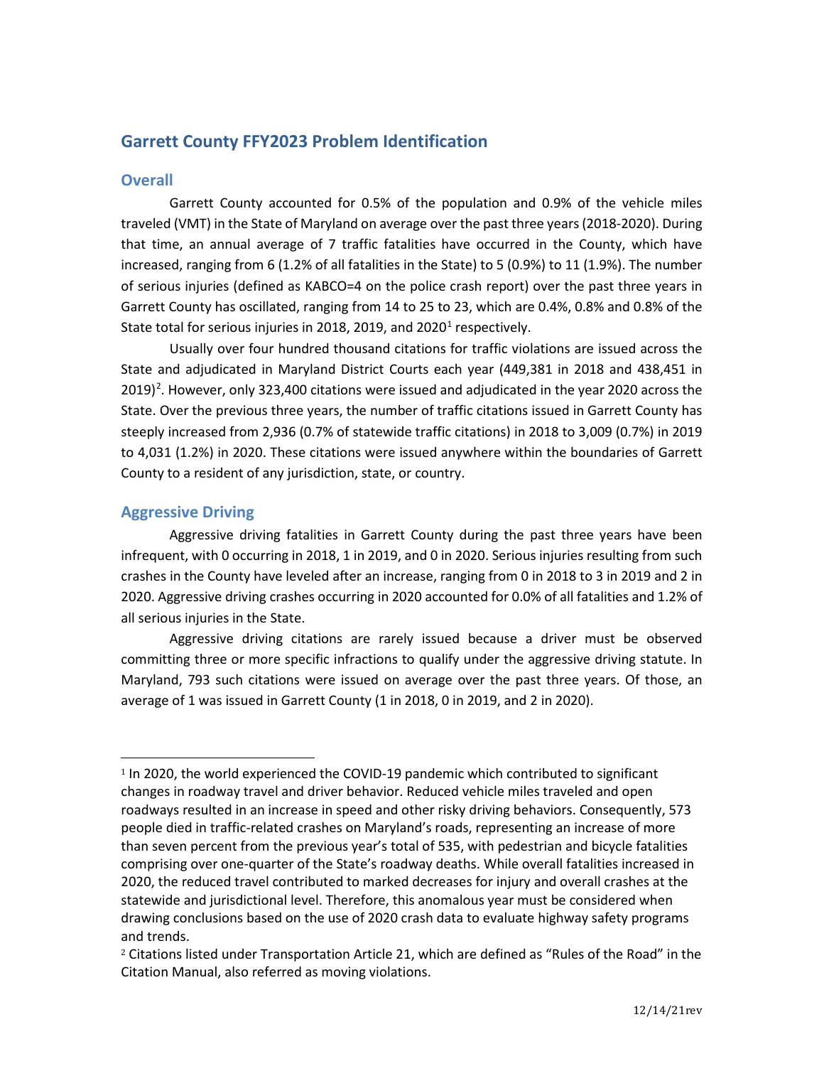# Garrett County FFY2023 Problem Identification

## Overall

Garrett County accounted for 0.5% of the population and 0.9% of the vehicle miles traveled (VMT) in the State of Maryland on average over the past three years (2018-2020). During that time, an annual average of 7 traffic fatalities have occurred in the County, which have increased, ranging from 6 (1.2% of all fatalities in the State) to 5 (0.9%) to 11 (1.9%). The number of serious injuries (defined as KABCO=4 on the police crash report) over the past three years in Garrett County has oscillated, ranging from 14 to 25 to 23, which are 0.4%, 0.8% and 0.8% of the State total for serious injuries in 2018, 2019, and 2020[1] respectively.

Usually over four hundred thousand citations for traffic violations are issued across the State and adjudicated in Maryland District Courts each year (449,381 in 2018 and 438,451 in 2019)[2]. However, only 323,400 citations were issued and adjudicated in the year 2020 across the State. Over the previous three years, the number of traffic citations issued in Garrett County has steeply increased from 2,936 (0.7% of statewide traffic citations) in 2018 to 3,009 (0.7%) in 2019 to 4,031 (1.2%) in 2020. These citations were issued anywhere within the boundaries of Garrett County to a resident of any jurisdiction, state, or country.

## Aggressive Driving

Aggressive driving fatalities in Garrett County during the past three years have been infrequent, with 0 occurring in 2018, 1 in 2019, and 0 in 2020. Serious injuries resulting from such crashes in the County have leveled after an increase, ranging from 0 in 2018 to 3 in 2019 and 2 in 2020. Aggressive driving crashes occurring in 2020 accounted for 0.0% of all fatalities and 1.2% of all serious injuries in the State.

Aggressive driving citations are rarely issued because a driver must be observed committing three or more specific infractions to qualify under the aggressive driving statute. In Maryland, 793 such citations were issued on average over the past three years. Of those, an average of 1 was issued in Garrett County (1 in 2018, 0 in 2019, and 2 in 2020).

---

[1] In 2020, the world experienced the COVID-19 pandemic which contributed to significant changes in roadway travel and driver behavior. Reduced vehicle miles traveled and open roadways resulted in an increase in speed and other risky driving behaviors. Consequently, 573 people died in traffic-related crashes on Maryland's roads, representing an increase of more than seven percent from the previous year's total of 535, with pedestrian and bicycle fatalities comprising over one-quarter of the State's roadway deaths. While overall fatalities increased in 2020, the reduced travel contributed to marked decreases for injury and overall crashes at the statewide and jurisdictional level. Therefore, this anomalous year must be considered when drawing conclusions based on the use of 2020 crash data to evaluate highway safety programs and trends.

[2] Citations listed under Transportation Article 21, which are defined as "Rules of the Road" in the Citation Manual, also referred as moving violations.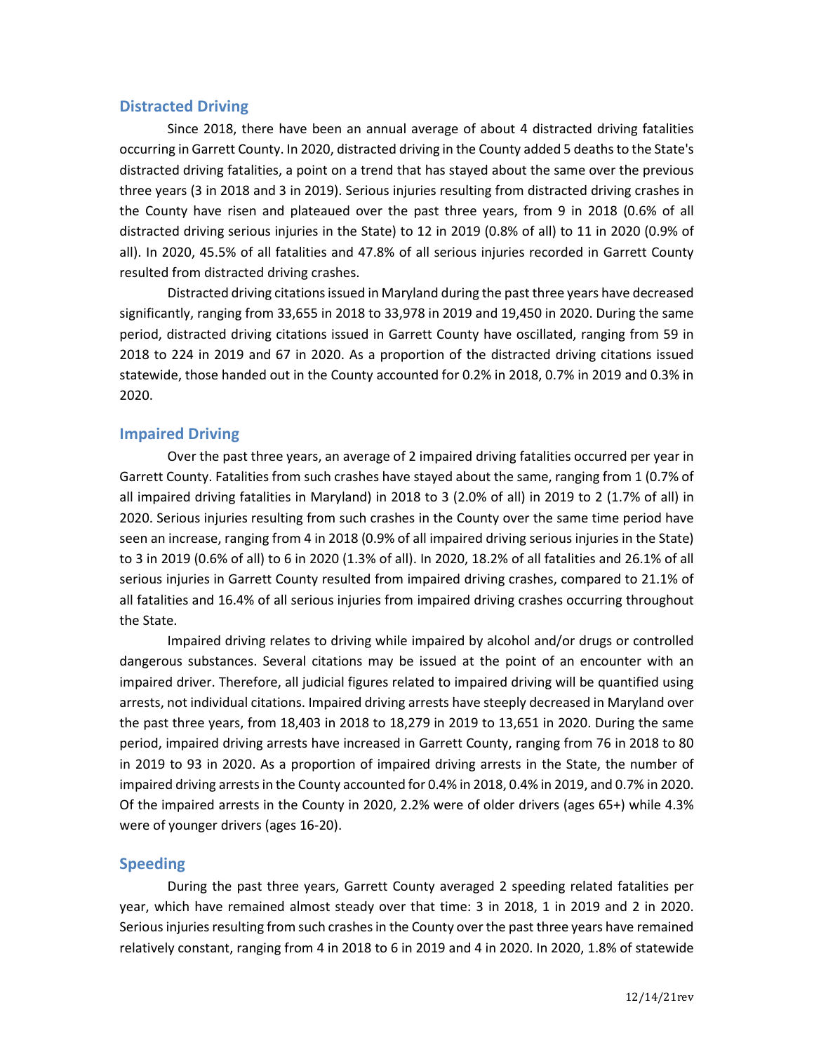## Distracted Driving

Since 2018, there have been an annual average of about 4 distracted driving fatalities occurring in Garrett County. In 2020, distracted driving in the County added 5 deaths to the State's distracted driving fatalities, a point on a trend that has stayed about the same over the previous three years (3 in 2018 and 3 in 2019). Serious injuries resulting from distracted driving crashes in the County have risen and plateaued over the past three years, from 9 in 2018 (0.6% of all distracted driving serious injuries in the State) to 12 in 2019 (0.8% of all) to 11 in 2020 (0.9% of all). In 2020, 45.5% of all fatalities and 47.8% of all serious injuries recorded in Garrett County resulted from distracted driving crashes.

Distracted driving citations issued in Maryland during the past three years have decreased significantly, ranging from 33,655 in 2018 to 33,978 in 2019 and 19,450 in 2020. During the same period, distracted driving citations issued in Garrett County have oscillated, ranging from 59 in 2018 to 224 in 2019 and 67 in 2020. As a proportion of the distracted driving citations issued statewide, those handed out in the County accounted for 0.2% in 2018, 0.7% in 2019 and 0.3% in 2020.

## Impaired Driving

Over the past three years, an average of 2 impaired driving fatalities occurred per year in Garrett County. Fatalities from such crashes have stayed about the same, ranging from 1 (0.7% of all impaired driving fatalities in Maryland) in 2018 to 3 (2.0% of all) in 2019 to 2 (1.7% of all) in 2020. Serious injuries resulting from such crashes in the County over the same time period have seen an increase, ranging from 4 in 2018 (0.9% of all impaired driving serious injuries in the State) to 3 in 2019 (0.6% of all) to 6 in 2020 (1.3% of all). In 2020, 18.2% of all fatalities and 26.1% of all serious injuries in Garrett County resulted from impaired driving crashes, compared to 21.1% of all fatalities and 16.4% of all serious injuries from impaired driving crashes occurring throughout the State.

Impaired driving relates to driving while impaired by alcohol and/or drugs or controlled dangerous substances. Several citations may be issued at the point of an encounter with an impaired driver. Therefore, all judicial figures related to impaired driving will be quantified using arrests, not individual citations. Impaired driving arrests have steeply decreased in Maryland over the past three years, from 18,403 in 2018 to 18,279 in 2019 to 13,651 in 2020. During the same period, impaired driving arrests have increased in Garrett County, ranging from 76 in 2018 to 80 in 2019 to 93 in 2020. As a proportion of impaired driving arrests in the State, the number of impaired driving arrests in the County accounted for 0.4% in 2018, 0.4% in 2019, and 0.7% in 2020. Of the impaired arrests in the County in 2020, 2.2% were of older drivers (ages 65+) while 4.3% were of younger drivers (ages 16-20).

## Speeding

During the past three years, Garrett County averaged 2 speeding related fatalities per year, which have remained almost steady over that time: 3 in 2018, 1 in 2019 and 2 in 2020. Serious injuries resulting from such crashes in the County over the past three years have remained relatively constant, ranging from 4 in 2018 to 6 in 2019 and 4 in 2020. In 2020, 1.8% of statewide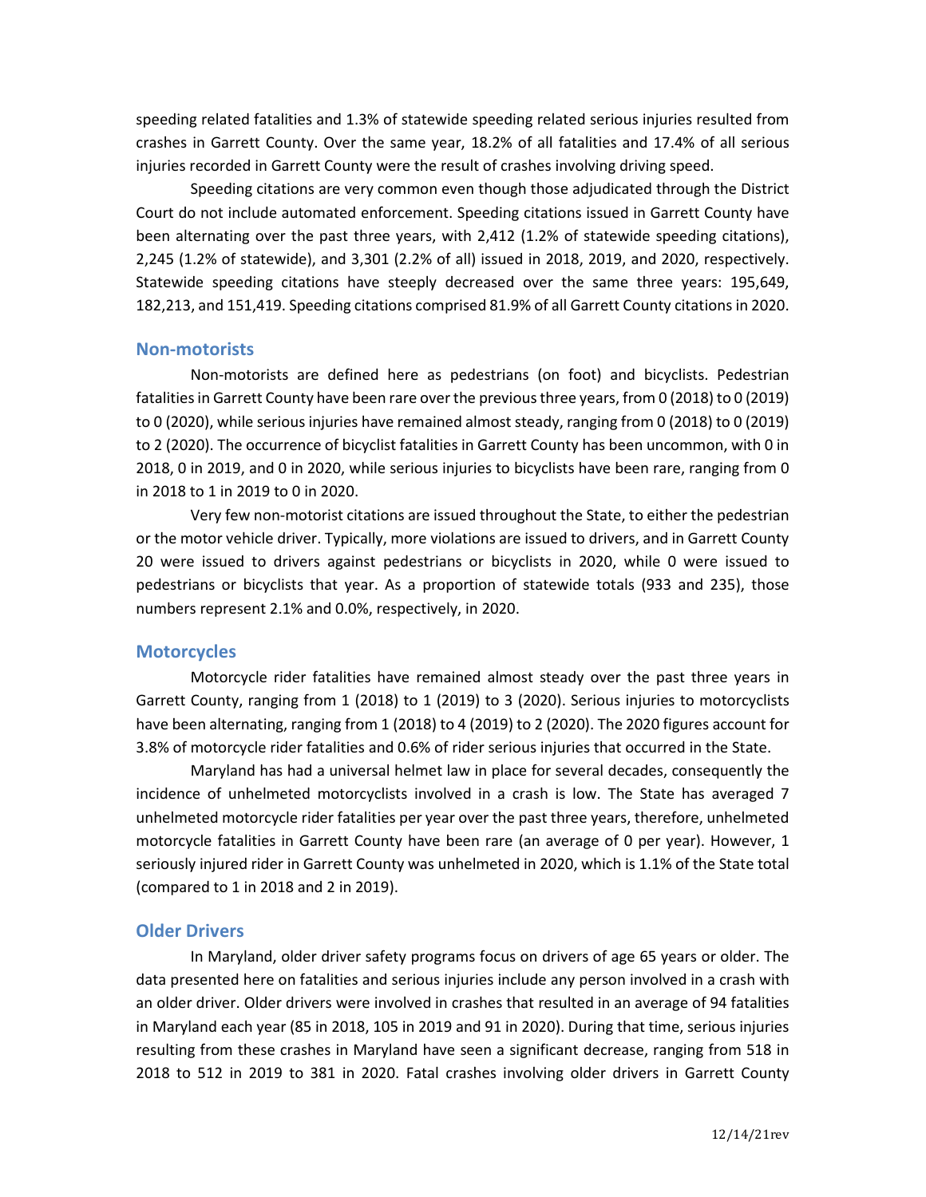speeding related fatalities and 1.3% of statewide speeding related serious injuries resulted from crashes in Garrett County. Over the same year, 18.2% of all fatalities and 17.4% of all serious injuries recorded in Garrett County were the result of crashes involving driving speed.

Speeding citations are very common even though those adjudicated through the District Court do not include automated enforcement. Speeding citations issued in Garrett County have been alternating over the past three years, with 2,412 (1.2% of statewide speeding citations), 2,245 (1.2% of statewide), and 3,301 (2.2% of all) issued in 2018, 2019, and 2020, respectively. Statewide speeding citations have steeply decreased over the same three years: 195,649, 182,213, and 151,419. Speeding citations comprised 81.9% of all Garrett County citations in 2020.

## Non-motorists

Non-motorists are defined here as pedestrians (on foot) and bicyclists. Pedestrian fatalities in Garrett County have been rare over the previous three years, from 0 (2018) to 0 (2019) to 0 (2020), while serious injuries have remained almost steady, ranging from 0 (2018) to 0 (2019) to 2 (2020). The occurrence of bicyclist fatalities in Garrett County has been uncommon, with 0 in 2018, 0 in 2019, and 0 in 2020, while serious injuries to bicyclists have been rare, ranging from 0 in 2018 to 1 in 2019 to 0 in 2020.

Very few non-motorist citations are issued throughout the State, to either the pedestrian or the motor vehicle driver. Typically, more violations are issued to drivers, and in Garrett County 20 were issued to drivers against pedestrians or bicyclists in 2020, while 0 were issued to pedestrians or bicyclists that year. As a proportion of statewide totals (933 and 235), those numbers represent 2.1% and 0.0%, respectively, in 2020.

## Motorcycles

Motorcycle rider fatalities have remained almost steady over the past three years in Garrett County, ranging from 1 (2018) to 1 (2019) to 3 (2020). Serious injuries to motorcyclists have been alternating, ranging from 1 (2018) to 4 (2019) to 2 (2020). The 2020 figures account for 3.8% of motorcycle rider fatalities and 0.6% of rider serious injuries that occurred in the State.

Maryland has had a universal helmet law in place for several decades, consequently the incidence of unhelmeted motorcyclists involved in a crash is low. The State has averaged 7 unhelmeted motorcycle rider fatalities per year over the past three years, therefore, unhelmeted motorcycle fatalities in Garrett County have been rare (an average of 0 per year). However, 1 seriously injured rider in Garrett County was unhelmeted in 2020, which is 1.1% of the State total (compared to 1 in 2018 and 2 in 2019).

## Older Drivers

In Maryland, older driver safety programs focus on drivers of age 65 years or older. The data presented here on fatalities and serious injuries include any person involved in a crash with an older driver. Older drivers were involved in crashes that resulted in an average of 94 fatalities in Maryland each year (85 in 2018, 105 in 2019 and 91 in 2020). During that time, serious injuries resulting from these crashes in Maryland have seen a significant decrease, ranging from 518 in 2018 to 512 in 2019 to 381 in 2020. Fatal crashes involving older drivers in Garrett County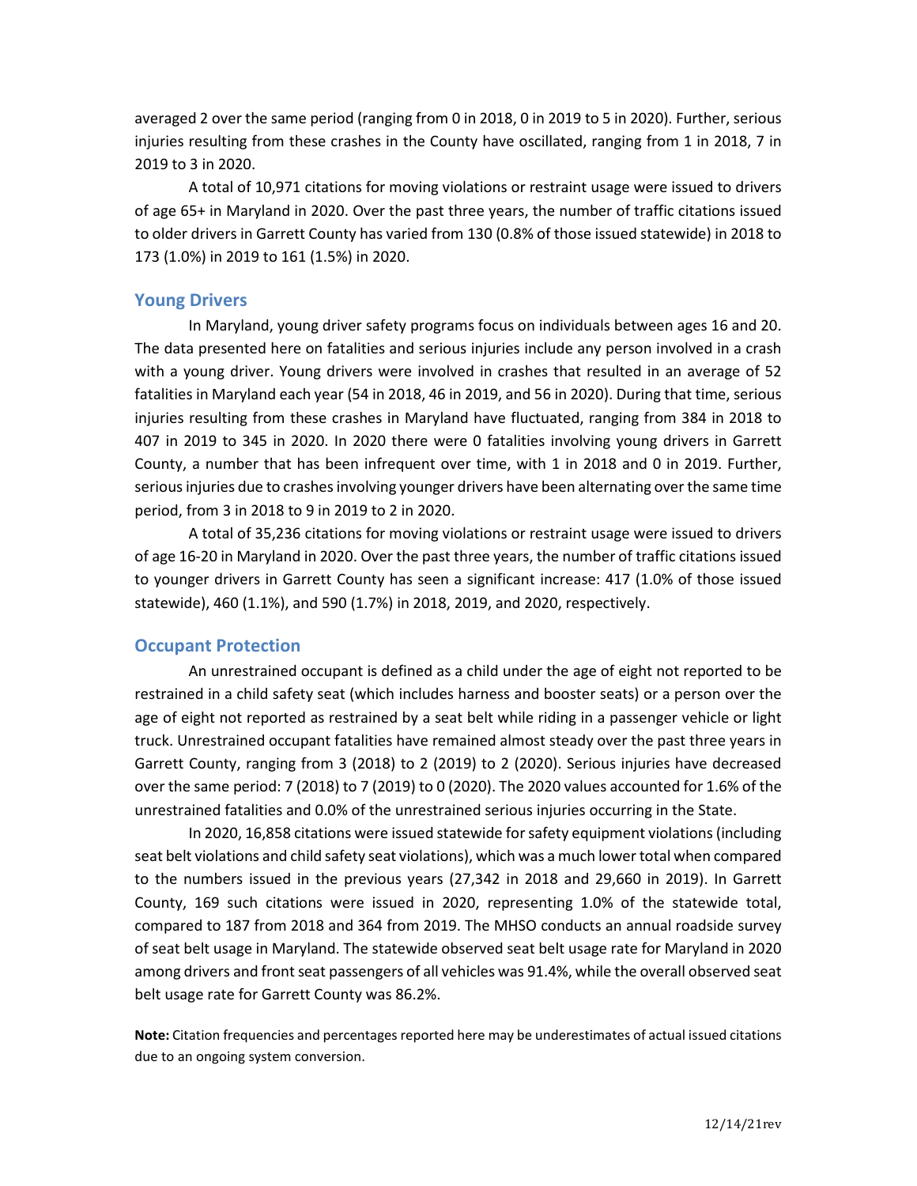averaged 2 over the same period (ranging from 0 in 2018, 0 in 2019 to 5 in 2020). Further, serious injuries resulting from these crashes in the County have oscillated, ranging from 1 in 2018, 7 in 2019 to 3 in 2020.

A total of 10,971 citations for moving violations or restraint usage were issued to drivers of age 65+ in Maryland in 2020. Over the past three years, the number of traffic citations issued to older drivers in Garrett County has varied from 130 (0.8% of those issued statewide) in 2018 to 173 (1.0%) in 2019 to 161 (1.5%) in 2020.

## Young Drivers

In Maryland, young driver safety programs focus on individuals between ages 16 and 20. The data presented here on fatalities and serious injuries include any person involved in a crash with a young driver. Young drivers were involved in crashes that resulted in an average of 52 fatalities in Maryland each year (54 in 2018, 46 in 2019, and 56 in 2020). During that time, serious injuries resulting from these crashes in Maryland have fluctuated, ranging from 384 in 2018 to 407 in 2019 to 345 in 2020. In 2020 there were 0 fatalities involving young drivers in Garrett County, a number that has been infrequent over time, with 1 in 2018 and 0 in 2019. Further, serious injuries due to crashes involving younger drivers have been alternating over the same time period, from 3 in 2018 to 9 in 2019 to 2 in 2020.

A total of 35,236 citations for moving violations or restraint usage were issued to drivers of age 16-20 in Maryland in 2020. Over the past three years, the number of traffic citations issued to younger drivers in Garrett County has seen a significant increase: 417 (1.0% of those issued statewide), 460 (1.1%), and 590 (1.7%) in 2018, 2019, and 2020, respectively.

## Occupant Protection

An unrestrained occupant is defined as a child under the age of eight not reported to be restrained in a child safety seat (which includes harness and booster seats) or a person over the age of eight not reported as restrained by a seat belt while riding in a passenger vehicle or light truck. Unrestrained occupant fatalities have remained almost steady over the past three years in Garrett County, ranging from 3 (2018) to 2 (2019) to 2 (2020). Serious injuries have decreased over the same period: 7 (2018) to 7 (2019) to 0 (2020). The 2020 values accounted for 1.6% of the unrestrained fatalities and 0.0% of the unrestrained serious injuries occurring in the State.

In 2020, 16,858 citations were issued statewide for safety equipment violations (including seat belt violations and child safety seat violations), which was a much lower total when compared to the numbers issued in the previous years (27,342 in 2018 and 29,660 in 2019). In Garrett County, 169 such citations were issued in 2020, representing 1.0% of the statewide total, compared to 187 from 2018 and 364 from 2019. The MHSO conducts an annual roadside survey of seat belt usage in Maryland. The statewide observed seat belt usage rate for Maryland in 2020 among drivers and front seat passengers of all vehicles was 91.4%, while the overall observed seat belt usage rate for Garrett County was 86.2%.

**Note:** Citation frequencies and percentages reported here may be underestimates of actual issued citations due to an ongoing system conversion.

12/14/21rev